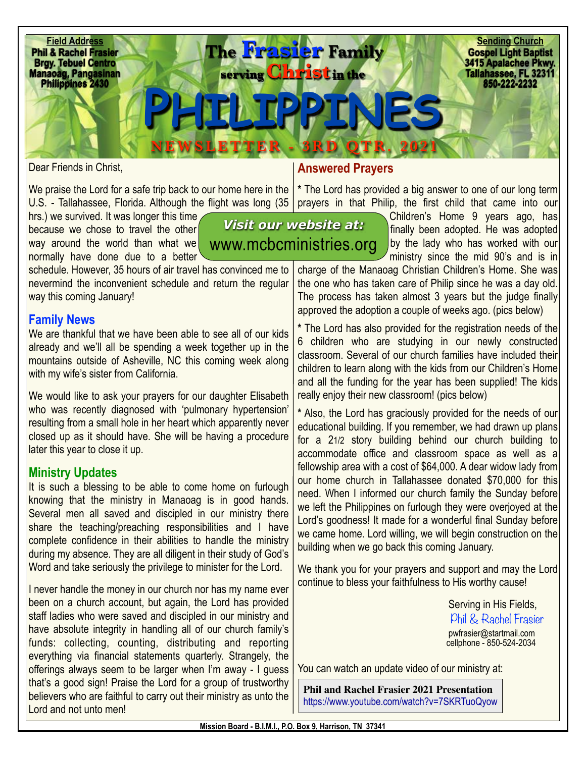**Field Address**
Phil & Rachel Frasier
Brgy. Tebuel Centro
Manaoag, Pangasinan
Philippines 2430

# The Frasier Family serving Christ in the PHILIPPINES

## NEWSLETTER - 3RD QTR. 2021

**Sending Church**
Gospel Light Baptist
3415 Apalachee Pkwy.
Tallahassee, FL 32311
850-222-2232

Dear Friends in Christ,

We praise the Lord for a safe trip back to our home here in the U.S. - Tallahassee, Florida. Although the flight was long (35 hrs.) we survived. It was longer this time because we chose to travel the other way around the world than what we normally have done due to a better schedule. However, 35 hours of air travel has convinced me to nevermind the inconvenient schedule and return the regular way this coming January!

**Visit our website at:** www.mcbcministries.org

### Family News

We are thankful that we have been able to see all of our kids already and we'll all be spending a week together up in the mountains outside of Asheville, NC this coming week along with my wife's sister from California.

We would like to ask your prayers for our daughter Elisabeth who was recently diagnosed with 'pulmonary hypertension' resulting from a small hole in her heart which apparently never closed up as it should have. She will be having a procedure later this year to close it up.

### Ministry Updates

It is such a blessing to be able to come home on furlough knowing that the ministry in Manaoag is in good hands. Several men all saved and discipled in our ministry there share the teaching/preaching responsibilities and I have complete confidence in their abilities to handle the ministry during my absence. They are all diligent in their study of God's Word and take seriously the privilege to minister for the Lord.

I never handle the money in our church nor has my name ever been on a church account, but again, the Lord has provided staff ladies who were saved and discipled in our ministry and have absolute integrity in handling all of our church family's funds: collecting, counting, distributing and reporting everything via financial statements quarterly. Strangely, the offerings always seem to be larger when I'm away - I guess that's a good sign! Praise the Lord for a group of trustworthy believers who are faithful to carry out their ministry as unto the Lord and not unto men!

### Answered Prayers

* The Lord has provided a big answer to one of our long term prayers in that Philip, the first child that came into our Children's Home 9 years ago, has finally been adopted. He was adopted by the lady who has worked with our ministry since the mid 90's and is in charge of the Manaoag Christian Children's Home. She was the one who has taken care of Philip since he was a day old. The process has taken almost 3 years but the judge finally approved the adoption a couple of weeks ago. (pics below)

* The Lord has also provided for the registration needs of the 6 children who are studying in our newly constructed classroom. Several of our church families have included their children to learn along with the kids from our Children's Home and all the funding for the year has been supplied! The kids really enjoy their new classroom! (pics below)

* Also, the Lord has graciously provided for the needs of our educational building. If you remember, we had drawn up plans for a 2 1/2 story building behind our church building to accommodate office and classroom space as well as a fellowship area with a cost of $64,000. A dear widow lady from our home church in Tallahassee donated $70,000 for this need. When I informed our church family the Sunday before we left the Philippines on furlough they were overjoyed at the Lord's goodness! It made for a wonderful final Sunday before we came home. Lord willing, we will begin construction on the building when we go back this coming January.

We thank you for your prayers and support and may the Lord continue to bless your faithfulness to His worthy cause!

Serving in His Fields,
Phil & Rachel Frasier
pwfrasier@startmail.com
cellphone - 850-524-2034

You can watch an update video of our ministry at:

**Phil and Rachel Frasier 2021 Presentation**
https://www.youtube.com/watch?v=7SKRTuoQyow

Mission Board - B.I.M.I., P.O. Box 9, Harrison, TN 37341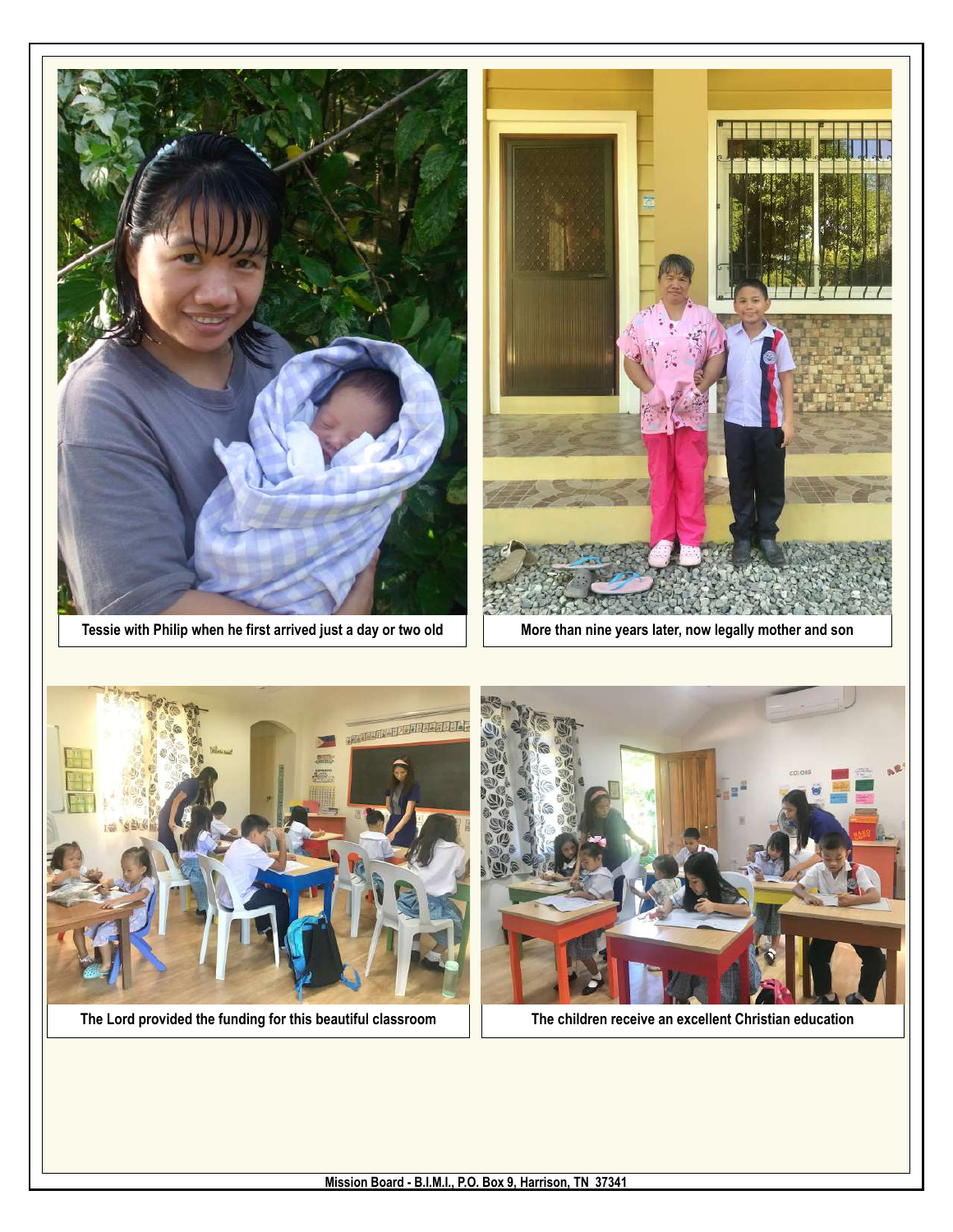Tessie with Philip when he first arrived just a day or two old

More than nine years later, now legally mother and son

The Lord provided the funding for this beautiful classroom

The children receive an excellent Christian education

Mission Board - B.I.M.I., P.O. Box 9, Harrison, TN 37341